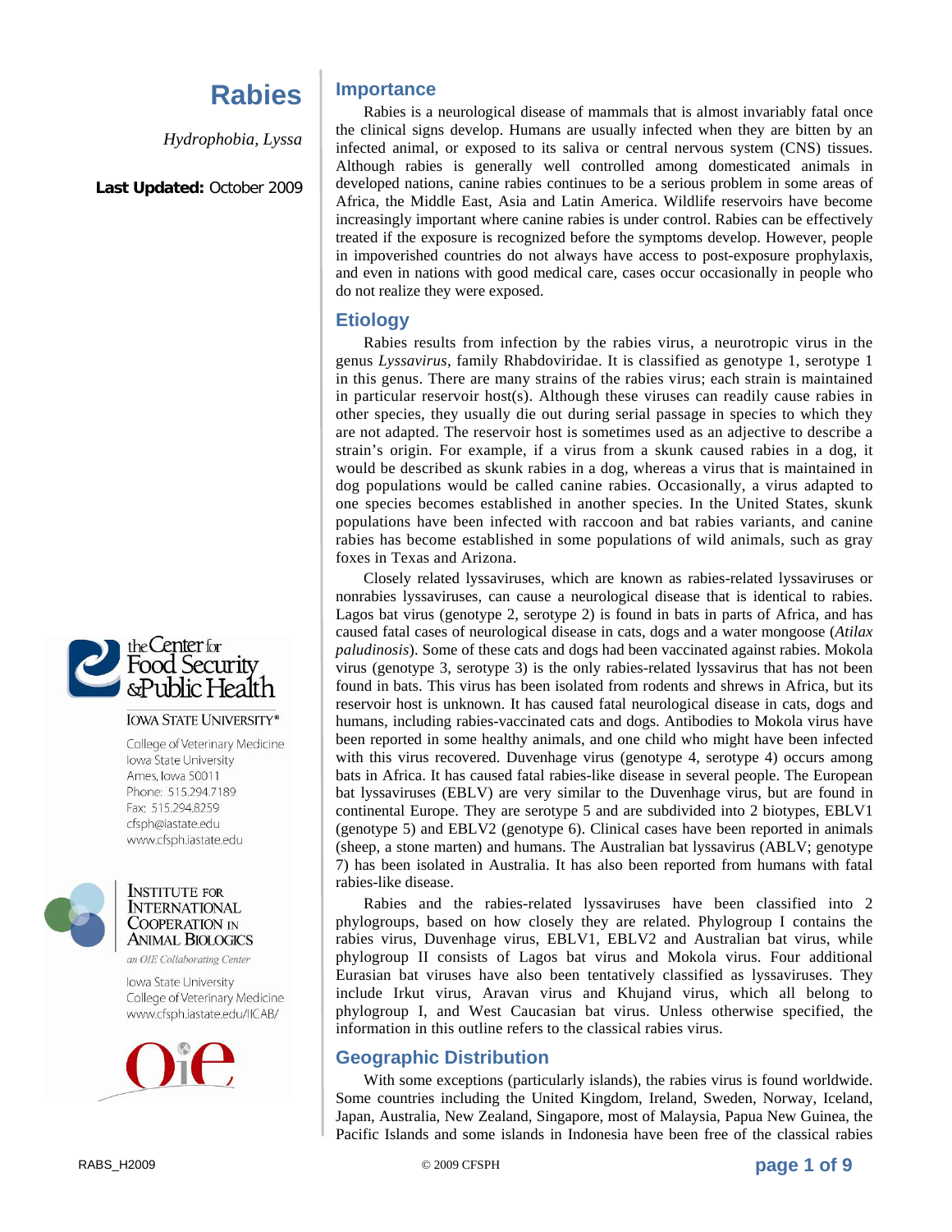# Rabies

*Hydrophobia, Lyssa*

**Last Updated:** October 2009

The Center for Food Security & Public Health
Iowa State University
College of Veterinary Medicine
Iowa State University
Ames, Iowa 50011
Phone: 515.294.7189
Fax: 515.294.8259
cfsph@iastate.edu
www.cfsph.iastate.edu

Institute for International Cooperation in Animal Biologics
*an OIE Collaborating Center*
Iowa State University
College of Veterinary Medicine
www.cfsph.iastate.edu/IICAB/

## Importance

Rabies is a neurological disease of mammals that is almost invariably fatal once the clinical signs develop. Humans are usually infected when they are bitten by an infected animal, or exposed to its saliva or central nervous system (CNS) tissues. Although rabies is generally well controlled among domesticated animals in developed nations, canine rabies continues to be a serious problem in some areas of Africa, the Middle East, Asia and Latin America. Wildlife reservoirs have become increasingly important where canine rabies is under control. Rabies can be effectively treated if the exposure is recognized before the symptoms develop. However, people in impoverished countries do not always have access to post-exposure prophylaxis, and even in nations with good medical care, cases occur occasionally in people who do not realize they were exposed.

## Etiology

Rabies results from infection by the rabies virus, a neurotropic virus in the genus *Lyssavirus*, family Rhabdoviridae. It is classified as genotype 1, serotype 1 in this genus. There are many strains of the rabies virus; each strain is maintained in particular reservoir host(s). Although these viruses can readily cause rabies in other species, they usually die out during serial passage in species to which they are not adapted. The reservoir host is sometimes used as an adjective to describe a strain's origin. For example, if a virus from a skunk caused rabies in a dog, it would be described as skunk rabies in a dog, whereas a virus that is maintained in dog populations would be called canine rabies. Occasionally, a virus adapted to one species becomes established in another species. In the United States, skunk populations have been infected with raccoon and bat rabies variants, and canine rabies has become established in some populations of wild animals, such as gray foxes in Texas and Arizona.

Closely related lyssaviruses, which are known as rabies-related lyssaviruses or nonrabies lyssaviruses, can cause a neurological disease that is identical to rabies. Lagos bat virus (genotype 2, serotype 2) is found in bats in parts of Africa, and has caused fatal cases of neurological disease in cats, dogs and a water mongoose (*Atilax paludinosis*). Some of these cats and dogs had been vaccinated against rabies. Mokola virus (genotype 3, serotype 3) is the only rabies-related lyssavirus that has not been found in bats. This virus has been isolated from rodents and shrews in Africa, but its reservoir host is unknown. It has caused fatal neurological disease in cats, dogs and humans, including rabies-vaccinated cats and dogs. Antibodies to Mokola virus have been reported in some healthy animals, and one child who might have been infected with this virus recovered. Duvenhage virus (genotype 4, serotype 4) occurs among bats in Africa. It has caused fatal rabies-like disease in several people. The European bat lyssaviruses (EBLV) are very similar to the Duvenhage virus, but are found in continental Europe. They are serotype 5 and are subdivided into 2 biotypes, EBLV1 (genotype 5) and EBLV2 (genotype 6). Clinical cases have been reported in animals (sheep, a stone marten) and humans. The Australian bat lyssavirus (ABLV; genotype 7) has been isolated in Australia. It has also been reported from humans with fatal rabies-like disease.

Rabies and the rabies-related lyssaviruses have been classified into 2 phylogroups, based on how closely they are related. Phylogroup I contains the rabies virus, Duvenhage virus, EBLV1, EBLV2 and Australian bat virus, while phylogroup II consists of Lagos bat virus and Mokola virus. Four additional Eurasian bat viruses have also been tentatively classified as lyssaviruses. They include Irkut virus, Aravan virus and Khujand virus, which all belong to phylogroup I, and West Caucasian bat virus. Unless otherwise specified, the information in this outline refers to the classical rabies virus.

## Geographic Distribution

With some exceptions (particularly islands), the rabies virus is found worldwide. Some countries including the United Kingdom, Ireland, Sweden, Norway, Iceland, Japan, Australia, New Zealand, Singapore, most of Malaysia, Papua New Guinea, the Pacific Islands and some islands in Indonesia have been free of the classical rabies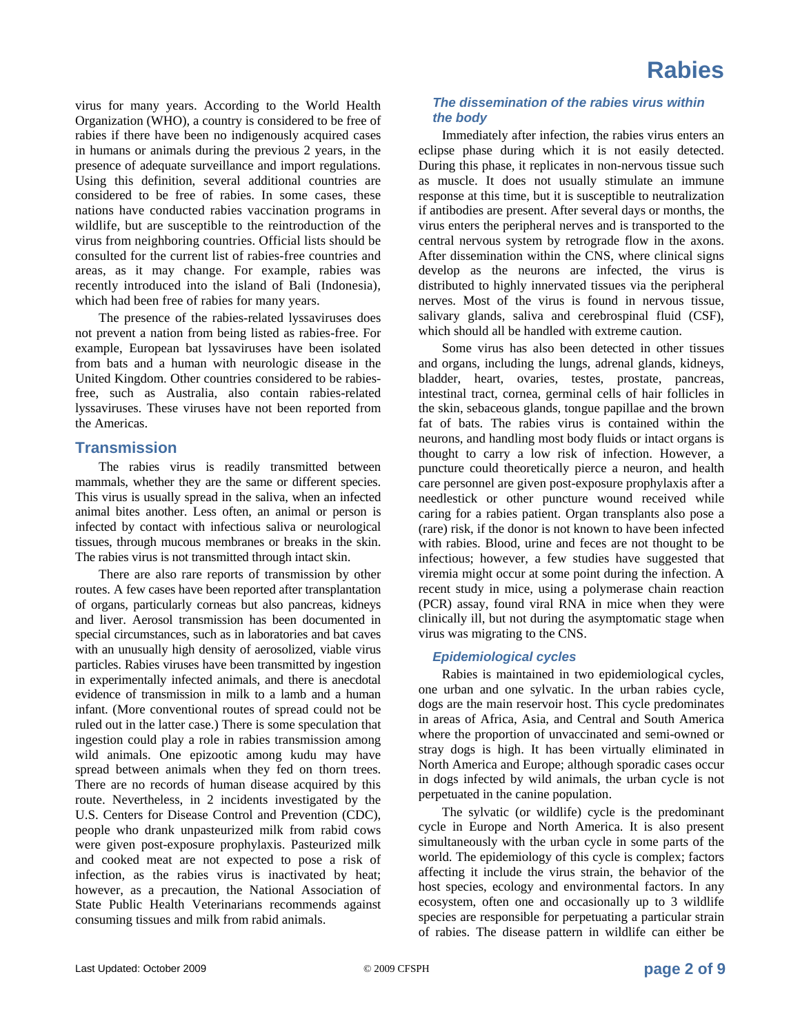virus for many years. According to the World Health Organization (WHO), a country is considered to be free of rabies if there have been no indigenously acquired cases in humans or animals during the previous 2 years, in the presence of adequate surveillance and import regulations. Using this definition, several additional countries are considered to be free of rabies. In some cases, these nations have conducted rabies vaccination programs in wildlife, but are susceptible to the reintroduction of the virus from neighboring countries. Official lists should be consulted for the current list of rabies-free countries and areas, as it may change. For example, rabies was recently introduced into the island of Bali (Indonesia), which had been free of rabies for many years.

The presence of the rabies-related lyssaviruses does not prevent a nation from being listed as rabies-free. For example, European bat lyssaviruses have been isolated from bats and a human with neurologic disease in the United Kingdom. Other countries considered to be rabies-free, such as Australia, also contain rabies-related lyssaviruses. These viruses have not been reported from the Americas.

## Transmission

The rabies virus is readily transmitted between mammals, whether they are the same or different species. This virus is usually spread in the saliva, when an infected animal bites another. Less often, an animal or person is infected by contact with infectious saliva or neurological tissues, through mucous membranes or breaks in the skin. The rabies virus is not transmitted through intact skin.

There are also rare reports of transmission by other routes. A few cases have been reported after transplantation of organs, particularly corneas but also pancreas, kidneys and liver. Aerosol transmission has been documented in special circumstances, such as in laboratories and bat caves with an unusually high density of aerosolized, viable virus particles. Rabies viruses have been transmitted by ingestion in experimentally infected animals, and there is anecdotal evidence of transmission in milk to a lamb and a human infant. (More conventional routes of spread could not be ruled out in the latter case.) There is some speculation that ingestion could play a role in rabies transmission among wild animals. One epizootic among kudu may have spread between animals when they fed on thorn trees. There are no records of human disease acquired by this route. Nevertheless, in 2 incidents investigated by the U.S. Centers for Disease Control and Prevention (CDC), people who drank unpasteurized milk from rabid cows were given post-exposure prophylaxis. Pasteurized milk and cooked meat are not expected to pose a risk of infection, as the rabies virus is inactivated by heat; however, as a precaution, the National Association of State Public Health Veterinarians recommends against consuming tissues and milk from rabid animals.

### *The dissemination of the rabies virus within the body*

Immediately after infection, the rabies virus enters an eclipse phase during which it is not easily detected. During this phase, it replicates in non-nervous tissue such as muscle. It does not usually stimulate an immune response at this time, but it is susceptible to neutralization if antibodies are present. After several days or months, the virus enters the peripheral nerves and is transported to the central nervous system by retrograde flow in the axons. After dissemination within the CNS, where clinical signs develop as the neurons are infected, the virus is distributed to highly innervated tissues via the peripheral nerves. Most of the virus is found in nervous tissue, salivary glands, saliva and cerebrospinal fluid (CSF), which should all be handled with extreme caution.

Some virus has also been detected in other tissues and organs, including the lungs, adrenal glands, kidneys, bladder, heart, ovaries, testes, prostate, pancreas, intestinal tract, cornea, germinal cells of hair follicles in the skin, sebaceous glands, tongue papillae and the brown fat of bats. The rabies virus is contained within the neurons, and handling most body fluids or intact organs is thought to carry a low risk of infection. However, a puncture could theoretically pierce a neuron, and health care personnel are given post-exposure prophylaxis after a needlestick or other puncture wound received while caring for a rabies patient. Organ transplants also pose a (rare) risk, if the donor is not known to have been infected with rabies. Blood, urine and feces are not thought to be infectious; however, a few studies have suggested that viremia might occur at some point during the infection. A recent study in mice, using a polymerase chain reaction (PCR) assay, found viral RNA in mice when they were clinically ill, but not during the asymptomatic stage when virus was migrating to the CNS.

### *Epidemiological cycles*

Rabies is maintained in two epidemiological cycles, one urban and one sylvatic. In the urban rabies cycle, dogs are the main reservoir host. This cycle predominates in areas of Africa, Asia, and Central and South America where the proportion of unvaccinated and semi-owned or stray dogs is high. It has been virtually eliminated in North America and Europe; although sporadic cases occur in dogs infected by wild animals, the urban cycle is not perpetuated in the canine population.

The sylvatic (or wildlife) cycle is the predominant cycle in Europe and North America. It is also present simultaneously with the urban cycle in some parts of the world. The epidemiology of this cycle is complex; factors affecting it include the virus strain, the behavior of the host species, ecology and environmental factors. In any ecosystem, often one and occasionally up to 3 wildlife species are responsible for perpetuating a particular strain of rabies. The disease pattern in wildlife can either be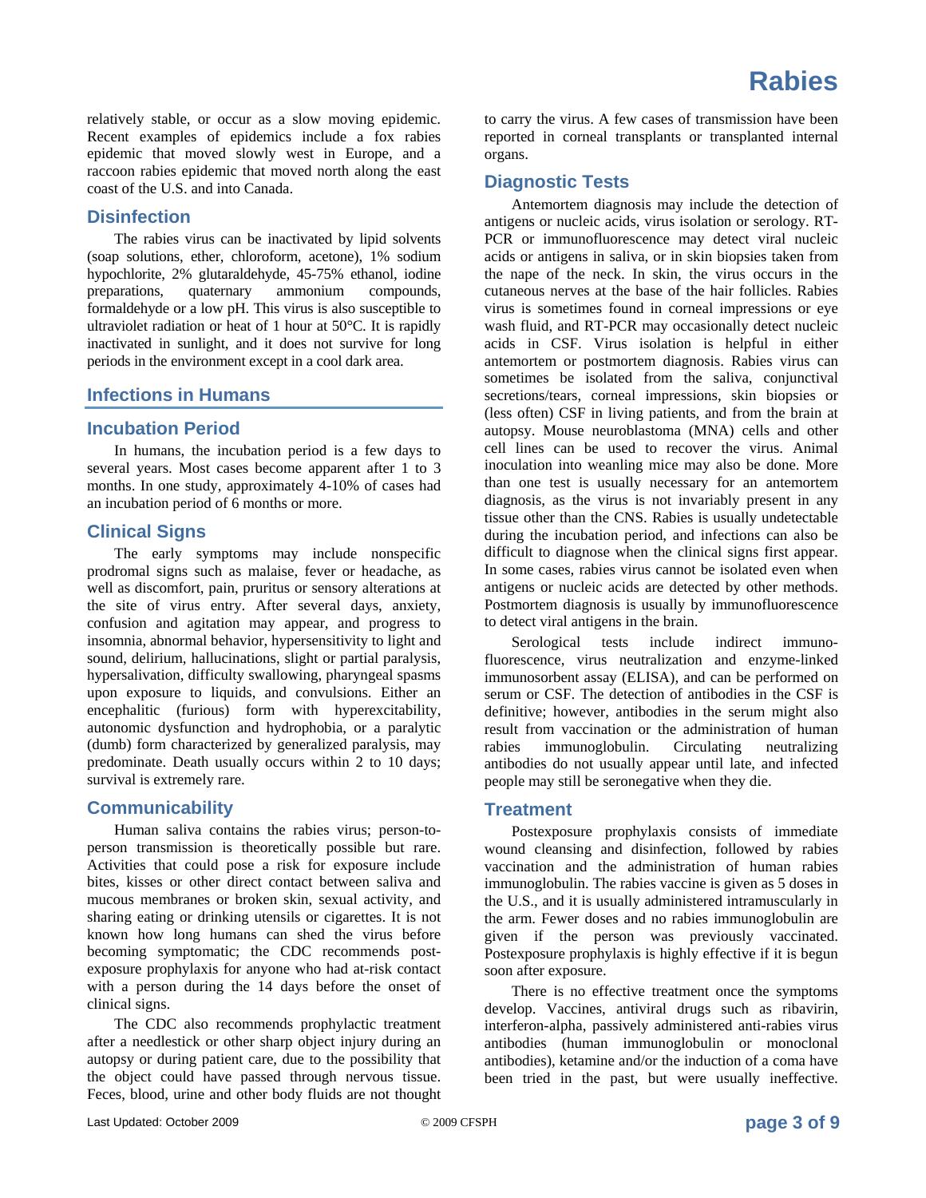relatively stable, or occur as a slow moving epidemic. Recent examples of epidemics include a fox rabies epidemic that moved slowly west in Europe, and a raccoon rabies epidemic that moved north along the east coast of the U.S. and into Canada.

### Disinfection

The rabies virus can be inactivated by lipid solvents (soap solutions, ether, chloroform, acetone), 1% sodium hypochlorite, 2% glutaraldehyde, 45-75% ethanol, iodine preparations, quaternary ammonium compounds, formaldehyde or a low pH. This virus is also susceptible to ultraviolet radiation or heat of 1 hour at 50°C. It is rapidly inactivated in sunlight, and it does not survive for long periods in the environment except in a cool dark area.

## Infections in Humans

### Incubation Period

In humans, the incubation period is a few days to several years. Most cases become apparent after 1 to 3 months. In one study, approximately 4-10% of cases had an incubation period of 6 months or more.

### Clinical Signs

The early symptoms may include nonspecific prodromal signs such as malaise, fever or headache, as well as discomfort, pain, pruritus or sensory alterations at the site of virus entry. After several days, anxiety, confusion and agitation may appear, and progress to insomnia, abnormal behavior, hypersensitivity to light and sound, delirium, hallucinations, slight or partial paralysis, hypersalivation, difficulty swallowing, pharyngeal spasms upon exposure to liquids, and convulsions. Either an encephalitic (furious) form with hyperexcitability, autonomic dysfunction and hydrophobia, or a paralytic (dumb) form characterized by generalized paralysis, may predominate. Death usually occurs within 2 to 10 days; survival is extremely rare.

### Communicability

Human saliva contains the rabies virus; person-to-person transmission is theoretically possible but rare. Activities that could pose a risk for exposure include bites, kisses or other direct contact between saliva and mucous membranes or broken skin, sexual activity, and sharing eating or drinking utensils or cigarettes. It is not known how long humans can shed the virus before becoming symptomatic; the CDC recommends post-exposure prophylaxis for anyone who had at-risk contact with a person during the 14 days before the onset of clinical signs.

The CDC also recommends prophylactic treatment after a needlestick or other sharp object injury during an autopsy or during patient care, due to the possibility that the object could have passed through nervous tissue. Feces, blood, urine and other body fluids are not thought to carry the virus. A few cases of transmission have been reported in corneal transplants or transplanted internal organs.

### Diagnostic Tests

Antemortem diagnosis may include the detection of antigens or nucleic acids, virus isolation or serology. RT-PCR or immunofluorescence may detect viral nucleic acids or antigens in saliva, or in skin biopsies taken from the nape of the neck. In skin, the virus occurs in the cutaneous nerves at the base of the hair follicles. Rabies virus is sometimes found in corneal impressions or eye wash fluid, and RT-PCR may occasionally detect nucleic acids in CSF. Virus isolation is helpful in either antemortem or postmortem diagnosis. Rabies virus can sometimes be isolated from the saliva, conjunctival secretions/tears, corneal impressions, skin biopsies or (less often) CSF in living patients, and from the brain at autopsy. Mouse neuroblastoma (MNA) cells and other cell lines can be used to recover the virus. Animal inoculation into weanling mice may also be done. More than one test is usually necessary for an antemortem diagnosis, as the virus is not invariably present in any tissue other than the CNS. Rabies is usually undetectable during the incubation period, and infections can also be difficult to diagnose when the clinical signs first appear. In some cases, rabies virus cannot be isolated even when antigens or nucleic acids are detected by other methods. Postmortem diagnosis is usually by immunofluorescence to detect viral antigens in the brain.

Serological tests include indirect immuno-fluorescence, virus neutralization and enzyme-linked immunosorbent assay (ELISA), and can be performed on serum or CSF. The detection of antibodies in the CSF is definitive; however, antibodies in the serum might also result from vaccination or the administration of human rabies immunoglobulin. Circulating neutralizing antibodies do not usually appear until late, and infected people may still be seronegative when they die.

### Treatment

Postexposure prophylaxis consists of immediate wound cleansing and disinfection, followed by rabies vaccination and the administration of human rabies immunoglobulin. The rabies vaccine is given as 5 doses in the U.S., and it is usually administered intramuscularly in the arm. Fewer doses and no rabies immunoglobulin are given if the person was previously vaccinated. Postexposure prophylaxis is highly effective if it is begun soon after exposure.

There is no effective treatment once the symptoms develop. Vaccines, antiviral drugs such as ribavirin, interferon-alpha, passively administered anti-rabies virus antibodies (human immunoglobulin or monoclonal antibodies), ketamine and/or the induction of a coma have been tried in the past, but were usually ineffective.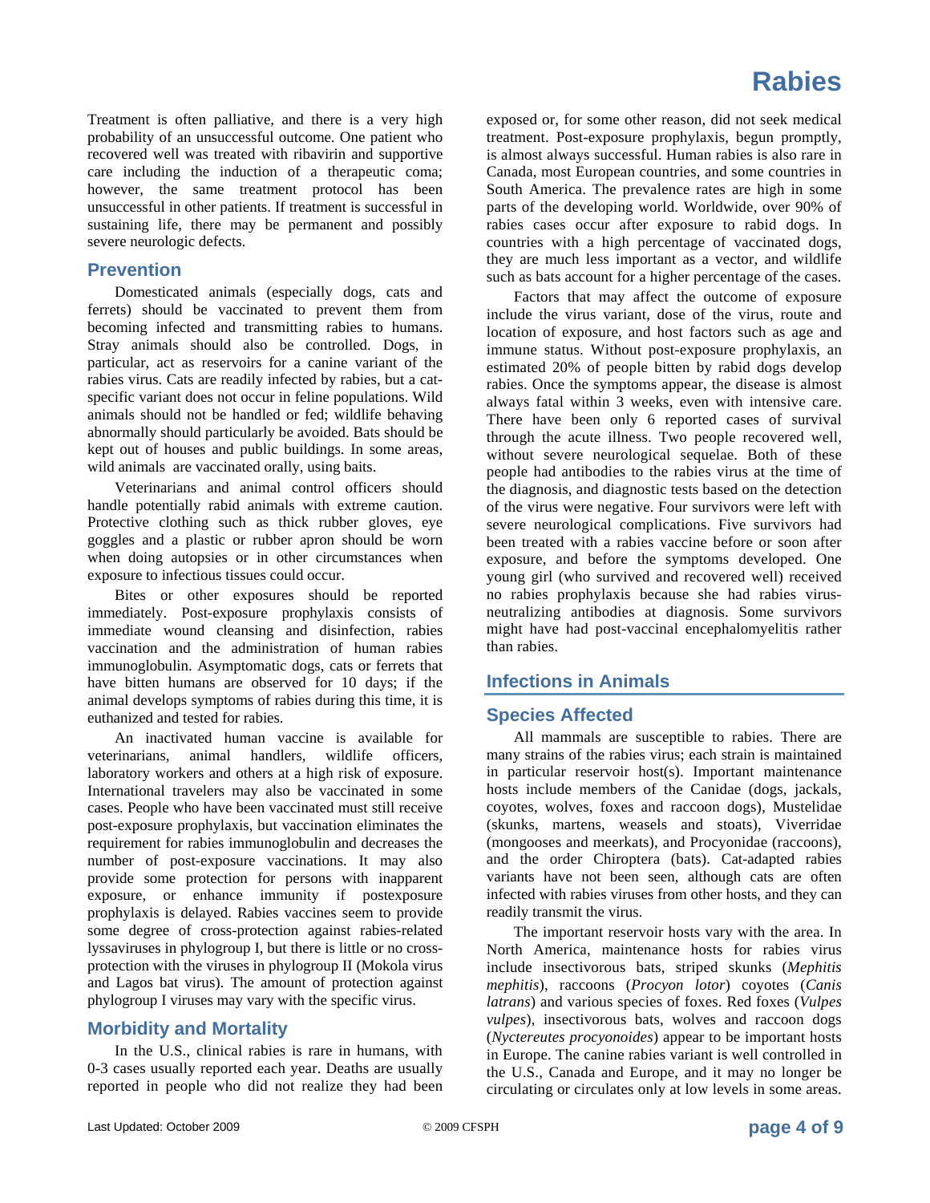Treatment is often palliative, and there is a very high probability of an unsuccessful outcome. One patient who recovered well was treated with ribavirin and supportive care including the induction of a therapeutic coma; however, the same treatment protocol has been unsuccessful in other patients. If treatment is successful in sustaining life, there may be permanent and possibly severe neurologic defects.

## Prevention

Domesticated animals (especially dogs, cats and ferrets) should be vaccinated to prevent them from becoming infected and transmitting rabies to humans. Stray animals should also be controlled. Dogs, in particular, act as reservoirs for a canine variant of the rabies virus. Cats are readily infected by rabies, but a cat-specific variant does not occur in feline populations. Wild animals should not be handled or fed; wildlife behaving abnormally should particularly be avoided. Bats should be kept out of houses and public buildings. In some areas, wild animals are vaccinated orally, using baits.

Veterinarians and animal control officers should handle potentially rabid animals with extreme caution. Protective clothing such as thick rubber gloves, eye goggles and a plastic or rubber apron should be worn when doing autopsies or in other circumstances when exposure to infectious tissues could occur.

Bites or other exposures should be reported immediately. Post-exposure prophylaxis consists of immediate wound cleansing and disinfection, rabies vaccination and the administration of human rabies immunoglobulin. Asymptomatic dogs, cats or ferrets that have bitten humans are observed for 10 days; if the animal develops symptoms of rabies during this time, it is euthanized and tested for rabies.

An inactivated human vaccine is available for veterinarians, animal handlers, wildlife officers, laboratory workers and others at a high risk of exposure. International travelers may also be vaccinated in some cases. People who have been vaccinated must still receive post-exposure prophylaxis, but vaccination eliminates the requirement for rabies immunoglobulin and decreases the number of post-exposure vaccinations. It may also provide some protection for persons with inapparent exposure, or enhance immunity if postexposure prophylaxis is delayed. Rabies vaccines seem to provide some degree of cross-protection against rabies-related lyssaviruses in phylogroup I, but there is little or no cross-protection with the viruses in phylogroup II (Mokola virus and Lagos bat virus). The amount of protection against phylogroup I viruses may vary with the specific virus.

## Morbidity and Mortality

In the U.S., clinical rabies is rare in humans, with 0-3 cases usually reported each year. Deaths are usually reported in people who did not realize they had been exposed or, for some other reason, did not seek medical treatment. Post-exposure prophylaxis, begun promptly, is almost always successful. Human rabies is also rare in Canada, most European countries, and some countries in South America. The prevalence rates are high in some parts of the developing world. Worldwide, over 90% of rabies cases occur after exposure to rabid dogs. In countries with a high percentage of vaccinated dogs, they are much less important as a vector, and wildlife such as bats account for a higher percentage of the cases.

Factors that may affect the outcome of exposure include the virus variant, dose of the virus, route and location of exposure, and host factors such as age and immune status. Without post-exposure prophylaxis, an estimated 20% of people bitten by rabid dogs develop rabies. Once the symptoms appear, the disease is almost always fatal within 3 weeks, even with intensive care. There have been only 6 reported cases of survival through the acute illness. Two people recovered well, without severe neurological sequelae. Both of these people had antibodies to the rabies virus at the time of the diagnosis, and diagnostic tests based on the detection of the virus were negative. Four survivors were left with severe neurological complications. Five survivors had been treated with a rabies vaccine before or soon after exposure, and before the symptoms developed. One young girl (who survived and recovered well) received no rabies prophylaxis because she had rabies virus-neutralizing antibodies at diagnosis. Some survivors might have had post-vaccinal encephalomyelitis rather than rabies.

# Infections in Animals

## Species Affected

All mammals are susceptible to rabies. There are many strains of the rabies virus; each strain is maintained in particular reservoir host(s). Important maintenance hosts include members of the Canidae (dogs, jackals, coyotes, wolves, foxes and raccoon dogs), Mustelidae (skunks, martens, weasels and stoats), Viverridae (mongooses and meerkats), and Procyonidae (raccoons), and the order Chiroptera (bats). Cat-adapted rabies variants have not been seen, although cats are often infected with rabies viruses from other hosts, and they can readily transmit the virus.

The important reservoir hosts vary with the area. In North America, maintenance hosts for rabies virus include insectivorous bats, striped skunks (*Mephitis mephitis*), raccoons (*Procyon lotor*) coyotes (*Canis latrans*) and various species of foxes. Red foxes (*Vulpes vulpes*), insectivorous bats, wolves and raccoon dogs (*Nyctereutes procyonoides*) appear to be important hosts in Europe. The canine rabies variant is well controlled in the U.S., Canada and Europe, and it may no longer be circulating or circulates only at low levels in some areas.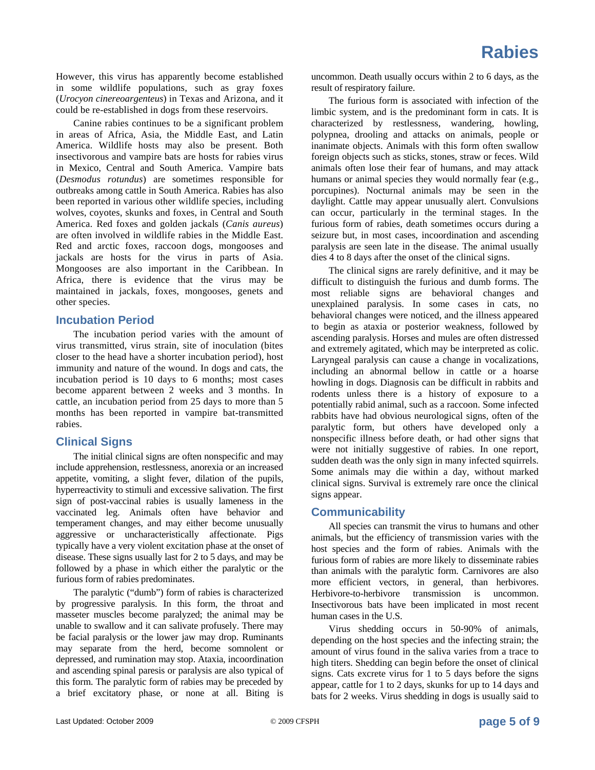However, this virus has apparently become established in some wildlife populations, such as gray foxes (*Urocyon cinereoargenteus*) in Texas and Arizona, and it could be re-established in dogs from these reservoirs.

Canine rabies continues to be a significant problem in areas of Africa, Asia, the Middle East, and Latin America. Wildlife hosts may also be present. Both insectivorous and vampire bats are hosts for rabies virus in Mexico, Central and South America. Vampire bats (*Desmodus rotundus*) are sometimes responsible for outbreaks among cattle in South America. Rabies has also been reported in various other wildlife species, including wolves, coyotes, skunks and foxes, in Central and South America. Red foxes and golden jackals (*Canis aureus*) are often involved in wildlife rabies in the Middle East. Red and arctic foxes, raccoon dogs, mongooses and jackals are hosts for the virus in parts of Asia. Mongooses are also important in the Caribbean. In Africa, there is evidence that the virus may be maintained in jackals, foxes, mongooses, genets and other species.

## Incubation Period

The incubation period varies with the amount of virus transmitted, virus strain, site of inoculation (bites closer to the head have a shorter incubation period), host immunity and nature of the wound. In dogs and cats, the incubation period is 10 days to 6 months; most cases become apparent between 2 weeks and 3 months. In cattle, an incubation period from 25 days to more than 5 months has been reported in vampire bat-transmitted rabies.

## Clinical Signs

The initial clinical signs are often nonspecific and may include apprehension, restlessness, anorexia or an increased appetite, vomiting, a slight fever, dilation of the pupils, hyperreactivity to stimuli and excessive salivation. The first sign of post-vaccinal rabies is usually lameness in the vaccinated leg. Animals often have behavior and temperament changes, and may either become unusually aggressive or uncharacteristically affectionate. Pigs typically have a very violent excitation phase at the onset of disease. These signs usually last for 2 to 5 days, and may be followed by a phase in which either the paralytic or the furious form of rabies predominates.

The paralytic ("dumb") form of rabies is characterized by progressive paralysis. In this form, the throat and masseter muscles become paralyzed; the animal may be unable to swallow and it can salivate profusely. There may be facial paralysis or the lower jaw may drop. Ruminants may separate from the herd, become somnolent or depressed, and rumination may stop. Ataxia, incoordination and ascending spinal paresis or paralysis are also typical of this form. The paralytic form of rabies may be preceded by a brief excitatory phase, or none at all. Biting is uncommon. Death usually occurs within 2 to 6 days, as the result of respiratory failure.

The furious form is associated with infection of the limbic system, and is the predominant form in cats. It is characterized by restlessness, wandering, howling, polypnea, drooling and attacks on animals, people or inanimate objects. Animals with this form often swallow foreign objects such as sticks, stones, straw or feces. Wild animals often lose their fear of humans, and may attack humans or animal species they would normally fear (e.g., porcupines). Nocturnal animals may be seen in the daylight. Cattle may appear unusually alert. Convulsions can occur, particularly in the terminal stages. In the furious form of rabies, death sometimes occurs during a seizure but, in most cases, incoordination and ascending paralysis are seen late in the disease. The animal usually dies 4 to 8 days after the onset of the clinical signs.

The clinical signs are rarely definitive, and it may be difficult to distinguish the furious and dumb forms. The most reliable signs are behavioral changes and unexplained paralysis. In some cases in cats, no behavioral changes were noticed, and the illness appeared to begin as ataxia or posterior weakness, followed by ascending paralysis. Horses and mules are often distressed and extremely agitated, which may be interpreted as colic. Laryngeal paralysis can cause a change in vocalizations, including an abnormal bellow in cattle or a hoarse howling in dogs. Diagnosis can be difficult in rabbits and rodents unless there is a history of exposure to a potentially rabid animal, such as a raccoon. Some infected rabbits have had obvious neurological signs, often of the paralytic form, but others have developed only a nonspecific illness before death, or had other signs that were not initially suggestive of rabies. In one report, sudden death was the only sign in many infected squirrels. Some animals may die within a day, without marked clinical signs. Survival is extremely rare once the clinical signs appear.

## Communicability

All species can transmit the virus to humans and other animals, but the efficiency of transmission varies with the host species and the form of rabies. Animals with the furious form of rabies are more likely to disseminate rabies than animals with the paralytic form. Carnivores are also more efficient vectors, in general, than herbivores. Herbivore-to-herbivore transmission is uncommon. Insectivorous bats have been implicated in most recent human cases in the U.S.

Virus shedding occurs in 50-90% of animals, depending on the host species and the infecting strain; the amount of virus found in the saliva varies from a trace to high titers. Shedding can begin before the onset of clinical signs. Cats excrete virus for 1 to 5 days before the signs appear, cattle for 1 to 2 days, skunks for up to 14 days and bats for 2 weeks. Virus shedding in dogs is usually said to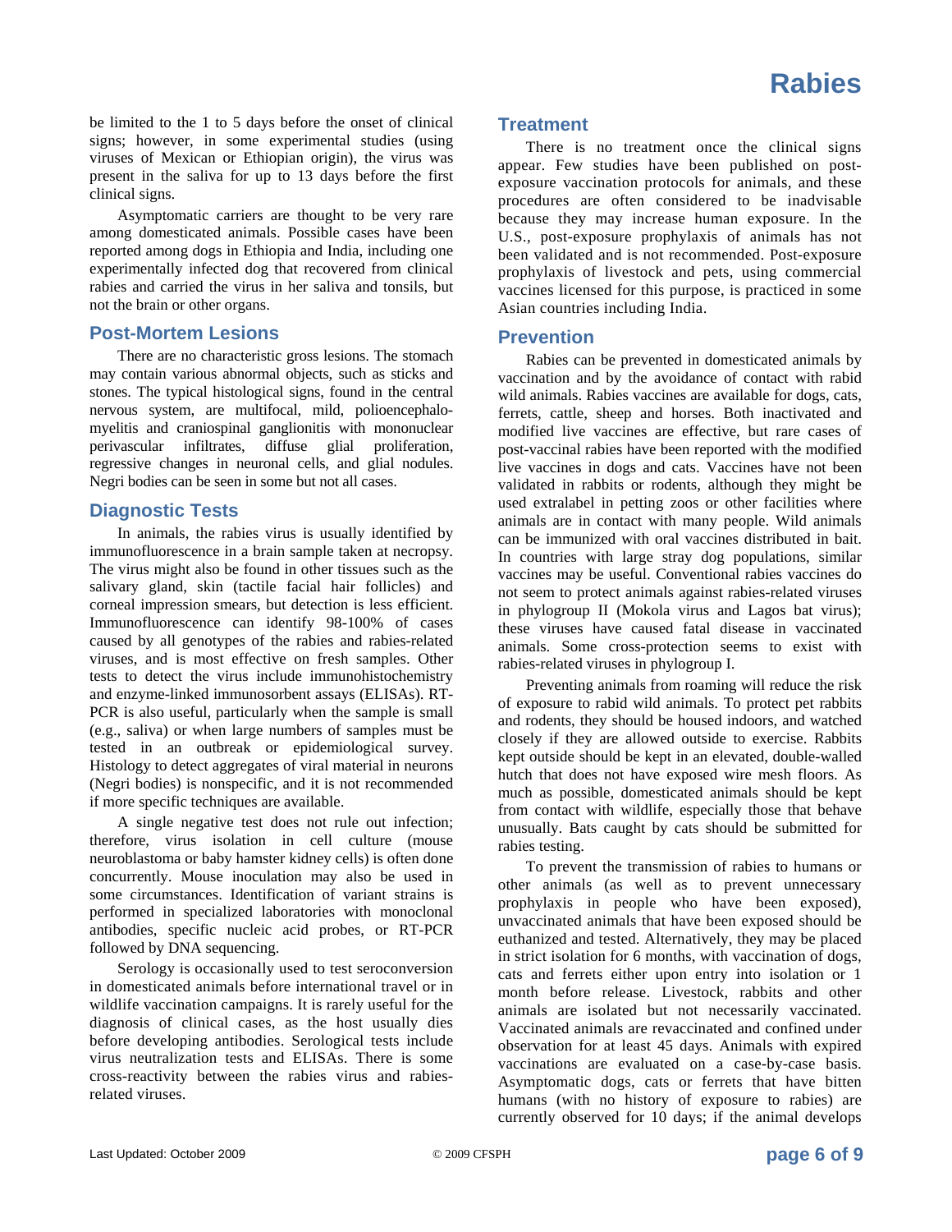be limited to the 1 to 5 days before the onset of clinical signs; however, in some experimental studies (using viruses of Mexican or Ethiopian origin), the virus was present in the saliva for up to 13 days before the first clinical signs.

Asymptomatic carriers are thought to be very rare among domesticated animals. Possible cases have been reported among dogs in Ethiopia and India, including one experimentally infected dog that recovered from clinical rabies and carried the virus in her saliva and tonsils, but not the brain or other organs.

## Post-Mortem Lesions

There are no characteristic gross lesions. The stomach may contain various abnormal objects, such as sticks and stones. The typical histological signs, found in the central nervous system, are multifocal, mild, polioencephalomyelitis and craniospinal ganglionitis with mononuclear perivascular infiltrates, diffuse glial proliferation, regressive changes in neuronal cells, and glial nodules. Negri bodies can be seen in some but not all cases.

## Diagnostic Tests

In animals, the rabies virus is usually identified by immunofluorescence in a brain sample taken at necropsy. The virus might also be found in other tissues such as the salivary gland, skin (tactile facial hair follicles) and corneal impression smears, but detection is less efficient. Immunofluorescence can identify 98-100% of cases caused by all genotypes of the rabies and rabies-related viruses, and is most effective on fresh samples. Other tests to detect the virus include immunohistochemistry and enzyme-linked immunosorbent assays (ELISAs). RT-PCR is also useful, particularly when the sample is small (e.g., saliva) or when large numbers of samples must be tested in an outbreak or epidemiological survey. Histology to detect aggregates of viral material in neurons (Negri bodies) is nonspecific, and it is not recommended if more specific techniques are available.

A single negative test does not rule out infection; therefore, virus isolation in cell culture (mouse neuroblastoma or baby hamster kidney cells) is often done concurrently. Mouse inoculation may also be used in some circumstances. Identification of variant strains is performed in specialized laboratories with monoclonal antibodies, specific nucleic acid probes, or RT-PCR followed by DNA sequencing.

Serology is occasionally used to test seroconversion in domesticated animals before international travel or in wildlife vaccination campaigns. It is rarely useful for the diagnosis of clinical cases, as the host usually dies before developing antibodies. Serological tests include virus neutralization tests and ELISAs. There is some cross-reactivity between the rabies virus and rabies-related viruses.

## Treatment

There is no treatment once the clinical signs appear. Few studies have been published on post-exposure vaccination protocols for animals, and these procedures are often considered to be inadvisable because they may increase human exposure. In the U.S., post-exposure prophylaxis of animals has not been validated and is not recommended. Post-exposure prophylaxis of livestock and pets, using commercial vaccines licensed for this purpose, is practiced in some Asian countries including India.

## Prevention

Rabies can be prevented in domesticated animals by vaccination and by the avoidance of contact with rabid wild animals. Rabies vaccines are available for dogs, cats, ferrets, cattle, sheep and horses. Both inactivated and modified live vaccines are effective, but rare cases of post-vaccinal rabies have been reported with the modified live vaccines in dogs and cats. Vaccines have not been validated in rabbits or rodents, although they might be used extralabel in petting zoos or other facilities where animals are in contact with many people. Wild animals can be immunized with oral vaccines distributed in bait. In countries with large stray dog populations, similar vaccines may be useful. Conventional rabies vaccines do not seem to protect animals against rabies-related viruses in phylogroup II (Mokola virus and Lagos bat virus); these viruses have caused fatal disease in vaccinated animals. Some cross-protection seems to exist with rabies-related viruses in phylogroup I.

Preventing animals from roaming will reduce the risk of exposure to rabid wild animals. To protect pet rabbits and rodents, they should be housed indoors, and watched closely if they are allowed outside to exercise. Rabbits kept outside should be kept in an elevated, double-walled hutch that does not have exposed wire mesh floors. As much as possible, domesticated animals should be kept from contact with wildlife, especially those that behave unusually. Bats caught by cats should be submitted for rabies testing.

To prevent the transmission of rabies to humans or other animals (as well as to prevent unnecessary prophylaxis in people who have been exposed), unvaccinated animals that have been exposed should be euthanized and tested. Alternatively, they may be placed in strict isolation for 6 months, with vaccination of dogs, cats and ferrets either upon entry into isolation or 1 month before release. Livestock, rabbits and other animals are isolated but not necessarily vaccinated. Vaccinated animals are revaccinated and confined under observation for at least 45 days. Animals with expired vaccinations are evaluated on a case-by-case basis. Asymptomatic dogs, cats or ferrets that have bitten humans (with no history of exposure to rabies) are currently observed for 10 days; if the animal develops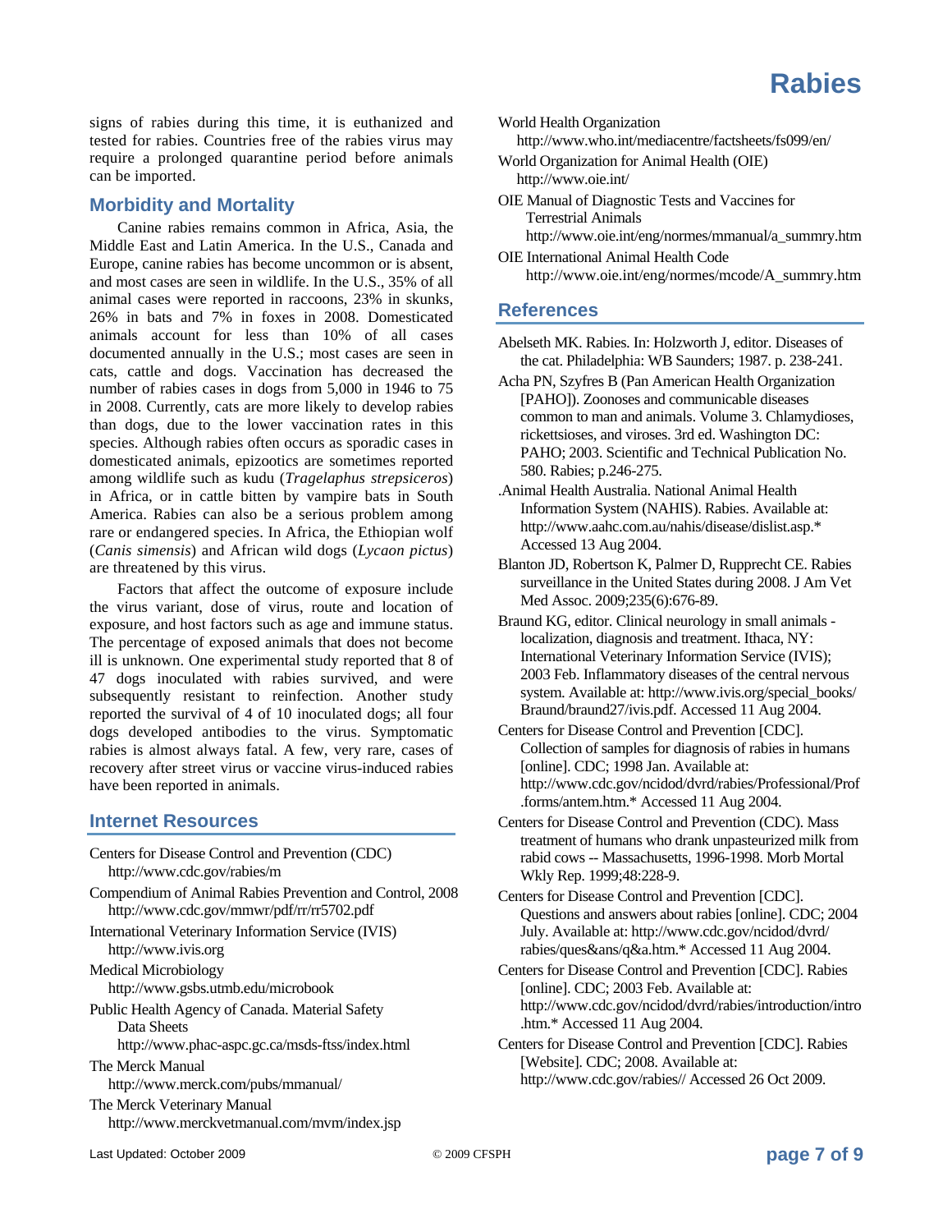signs of rabies during this time, it is euthanized and tested for rabies. Countries free of the rabies virus may require a prolonged quarantine period before animals can be imported.

## Morbidity and Mortality

Canine rabies remains common in Africa, Asia, the Middle East and Latin America. In the U.S., Canada and Europe, canine rabies has become uncommon or is absent, and most cases are seen in wildlife. In the U.S., 35% of all animal cases were reported in raccoons, 23% in skunks, 26% in bats and 7% in foxes in 2008. Domesticated animals account for less than 10% of all cases documented annually in the U.S.; most cases are seen in cats, cattle and dogs. Vaccination has decreased the number of rabies cases in dogs from 5,000 in 1946 to 75 in 2008. Currently, cats are more likely to develop rabies than dogs, due to the lower vaccination rates in this species. Although rabies often occurs as sporadic cases in domesticated animals, epizootics are sometimes reported among wildlife such as kudu (*Tragelaphus strepsiceros*) in Africa, or in cattle bitten by vampire bats in South America. Rabies can also be a serious problem among rare or endangered species. In Africa, the Ethiopian wolf (*Canis simensis*) and African wild dogs (*Lycaon pictus*) are threatened by this virus.

Factors that affect the outcome of exposure include the virus variant, dose of virus, route and location of exposure, and host factors such as age and immune status. The percentage of exposed animals that does not become ill is unknown. One experimental study reported that 8 of 47 dogs inoculated with rabies survived, and were subsequently resistant to reinfection. Another study reported the survival of 4 of 10 inoculated dogs; all four dogs developed antibodies to the virus. Symptomatic rabies is almost always fatal. A few, very rare, cases of recovery after street virus or vaccine virus-induced rabies have been reported in animals.

## Internet Resources

Centers for Disease Control and Prevention (CDC)
http://www.cdc.gov/rabies/m

Compendium of Animal Rabies Prevention and Control, 2008
http://www.cdc.gov/mmwr/pdf/rr/rr5702.pdf

International Veterinary Information Service (IVIS)
http://www.ivis.org

Medical Microbiology
http://www.gsbs.utmb.edu/microbook

Public Health Agency of Canada. Material Safety Data Sheets
http://www.phac-aspc.gc.ca/msds-ftss/index.html

The Merck Manual
http://www.merck.com/pubs/mmanual/

The Merck Veterinary Manual
http://www.merckvetmanual.com/mvm/index.jsp

World Health Organization
http://www.who.int/mediacentre/factsheets/fs099/en/

World Organization for Animal Health (OIE)
http://www.oie.int/

OIE Manual of Diagnostic Tests and Vaccines for Terrestrial Animals
http://www.oie.int/eng/normes/mmanual/a_summry.htm

OIE International Animal Health Code
http://www.oie.int/eng/normes/mcode/A_summry.htm

## References

Abelseth MK. Rabies. In: Holzworth J, editor. Diseases of the cat. Philadelphia: WB Saunders; 1987. p. 238-241.

Acha PN, Szyfres B (Pan American Health Organization [PAHO]). Zoonoses and communicable diseases common to man and animals. Volume 3. Chlamydioses, rickettsioses, and viroses. 3rd ed. Washington DC: PAHO; 2003. Scientific and Technical Publication No. 580. Rabies; p.246-275.

.Animal Health Australia. National Animal Health Information System (NAHIS). Rabies. Available at: http://www.aahc.com.au/nahis/disease/dislist.asp.* Accessed 13 Aug 2004.

Blanton JD, Robertson K, Palmer D, Rupprecht CE. Rabies surveillance in the United States during 2008. J Am Vet Med Assoc. 2009;235(6):676-89.

Braund KG, editor. Clinical neurology in small animals - localization, diagnosis and treatment. Ithaca, NY: International Veterinary Information Service (IVIS); 2003 Feb. Inflammatory diseases of the central nervous system. Available at: http://www.ivis.org/special_books/Braund/braund27/ivis.pdf. Accessed 11 Aug 2004.

Centers for Disease Control and Prevention [CDC]. Collection of samples for diagnosis of rabies in humans [online]. CDC; 1998 Jan. Available at: http://www.cdc.gov/ncidod/dvrd/rabies/Professional/Prof.forms/antem.htm.* Accessed 11 Aug 2004.

Centers for Disease Control and Prevention (CDC). Mass treatment of humans who drank unpasteurized milk from rabid cows -- Massachusetts, 1996-1998. Morb Mortal Wkly Rep. 1999;48:228-9.

Centers for Disease Control and Prevention [CDC]. Questions and answers about rabies [online]. CDC; 2004 July. Available at: http://www.cdc.gov/ncidod/dvrd/rabies/ques&ans/q&a.htm.* Accessed 11 Aug 2004.

Centers for Disease Control and Prevention [CDC]. Rabies [online]. CDC; 2003 Feb. Available at: http://www.cdc.gov/ncidod/dvrd/rabies/introduction/intro.htm.* Accessed 11 Aug 2004.

Centers for Disease Control and Prevention [CDC]. Rabies [Website]. CDC; 2008. Available at: http://www.cdc.gov/rabies// Accessed 26 Oct 2009.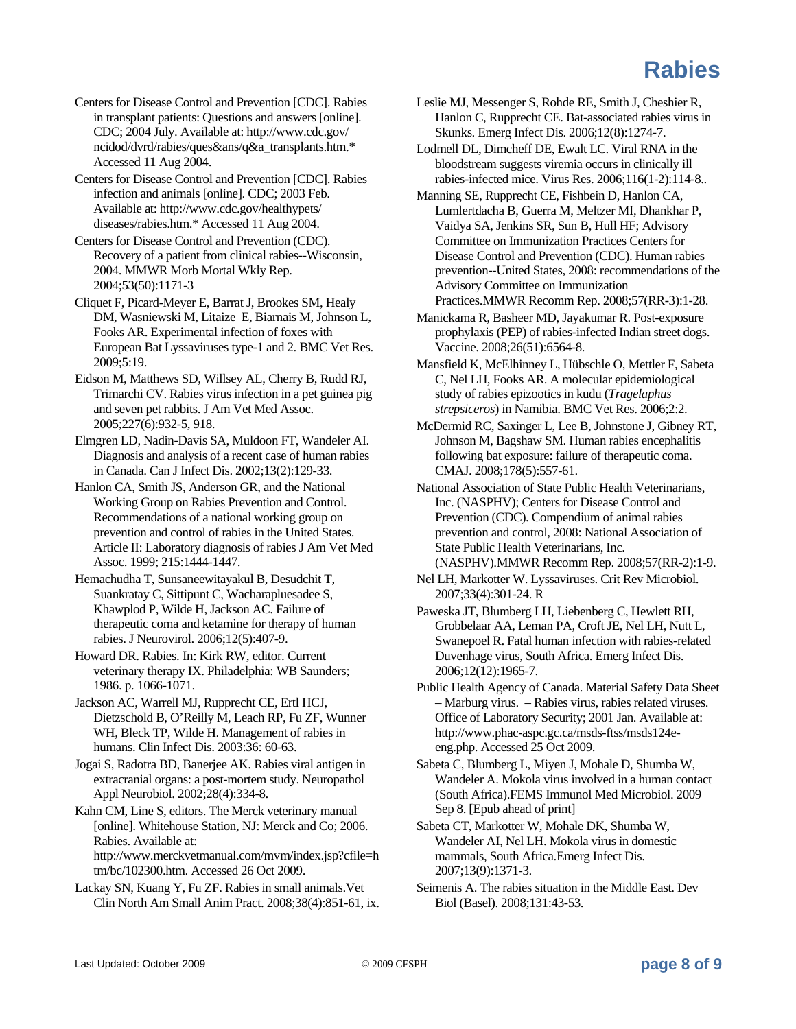Centers for Disease Control and Prevention [CDC]. Rabies in transplant patients: Questions and answers [online]. CDC; 2004 July. Available at: http://www.cdc.gov/ncidod/dvrd/rabies/ques&ans/q&a_transplants.htm.* Accessed 11 Aug 2004.

Centers for Disease Control and Prevention [CDC]. Rabies infection and animals [online]. CDC; 2003 Feb. Available at: http://www.cdc.gov/healthypets/diseases/rabies.htm.* Accessed 11 Aug 2004.

Centers for Disease Control and Prevention (CDC). Recovery of a patient from clinical rabies--Wisconsin, 2004. MMWR Morb Mortal Wkly Rep. 2004;53(50):1171-3

Cliquet F, Picard-Meyer E, Barrat J, Brookes SM, Healy DM, Wasniewski M, Litaize E, Biarnais M, Johnson L, Fooks AR. Experimental infection of foxes with European Bat Lyssaviruses type-1 and 2. BMC Vet Res. 2009;5:19.

Eidson M, Matthews SD, Willsey AL, Cherry B, Rudd RJ, Trimarchi CV. Rabies virus infection in a pet guinea pig and seven pet rabbits. J Am Vet Med Assoc. 2005;227(6):932-5, 918.

Elmgren LD, Nadin-Davis SA, Muldoon FT, Wandeler AI. Diagnosis and analysis of a recent case of human rabies in Canada. Can J Infect Dis. 2002;13(2):129-33.

Hanlon CA, Smith JS, Anderson GR, and the National Working Group on Rabies Prevention and Control. Recommendations of a national working group on prevention and control of rabies in the United States. Article II: Laboratory diagnosis of rabies J Am Vet Med Assoc. 1999; 215:1444-1447.

Hemachudha T, Sunsaneewitayakul B, Desudchit T, Suankratay C, Sittipunt C, Wacharapluesadee S, Khawplod P, Wilde H, Jackson AC. Failure of therapeutic coma and ketamine for therapy of human rabies. J Neurovirol. 2006;12(5):407-9.

Howard DR. Rabies. In: Kirk RW, editor. Current veterinary therapy IX. Philadelphia: WB Saunders; 1986. p. 1066-1071.

Jackson AC, Warrell MJ, Rupprecht CE, Ertl HCJ, Dietzschold B, O'Reilly M, Leach RP, Fu ZF, Wunner WH, Bleck TP, Wilde H. Management of rabies in humans. Clin Infect Dis. 2003:36: 60-63.

Jogai S, Radotra BD, Banerjee AK. Rabies viral antigen in extracranial organs: a post-mortem study. Neuropathol Appl Neurobiol. 2002;28(4):334-8.

Kahn CM, Line S, editors. The Merck veterinary manual [online]. Whitehouse Station, NJ: Merck and Co; 2006. Rabies. Available at: http://www.merckvetmanual.com/mvm/index.jsp?cfile=htm/bc/102300.htm. Accessed 26 Oct 2009.

Lackay SN, Kuang Y, Fu ZF. Rabies in small animals.Vet Clin North Am Small Anim Pract. 2008;38(4):851-61, ix.

Leslie MJ, Messenger S, Rohde RE, Smith J, Cheshier R, Hanlon C, Rupprecht CE. Bat-associated rabies virus in Skunks. Emerg Infect Dis. 2006;12(8):1274-7.

Lodmell DL, Dimcheff DE, Ewalt LC. Viral RNA in the bloodstream suggests viremia occurs in clinically ill rabies-infected mice. Virus Res. 2006;116(1-2):114-8..

Manning SE, Rupprecht CE, Fishbein D, Hanlon CA, Lumlertdacha B, Guerra M, Meltzer MI, Dhankhar P, Vaidya SA, Jenkins SR, Sun B, Hull HF; Advisory Committee on Immunization Practices Centers for Disease Control and Prevention (CDC). Human rabies prevention--United States, 2008: recommendations of the Advisory Committee on Immunization Practices.MMWR Recomm Rep. 2008;57(RR-3):1-28.

Manickama R, Basheer MD, Jayakumar R. Post-exposure prophylaxis (PEP) of rabies-infected Indian street dogs. Vaccine. 2008;26(51):6564-8.

Mansfield K, McElhinney L, Hübschle O, Mettler F, Sabeta C, Nel LH, Fooks AR. A molecular epidemiological study of rabies epizootics in kudu (*Tragelaphus strepsiceros*) in Namibia. BMC Vet Res. 2006;2:2.

McDermid RC, Saxinger L, Lee B, Johnstone J, Gibney RT, Johnson M, Bagshaw SM. Human rabies encephalitis following bat exposure: failure of therapeutic coma. CMAJ. 2008;178(5):557-61.

National Association of State Public Health Veterinarians, Inc. (NASPHV); Centers for Disease Control and Prevention (CDC). Compendium of animal rabies prevention and control, 2008: National Association of State Public Health Veterinarians, Inc. (NASPHV).MMWR Recomm Rep. 2008;57(RR-2):1-9.

Nel LH, Markotter W. Lyssaviruses. Crit Rev Microbiol. 2007;33(4):301-24. R

Paweska JT, Blumberg LH, Liebenberg C, Hewlett RH, Grobbelaar AA, Leman PA, Croft JE, Nel LH, Nutt L, Swanepoel R. Fatal human infection with rabies-related Duvenhage virus, South Africa. Emerg Infect Dis. 2006;12(12):1965-7.

Public Health Agency of Canada. Material Safety Data Sheet – Marburg virus. – Rabies virus, rabies related viruses. Office of Laboratory Security; 2001 Jan. Available at: http://www.phac-aspc.gc.ca/msds-ftss/msds124e-eng.php. Accessed 25 Oct 2009.

Sabeta C, Blumberg L, Miyen J, Mohale D, Shumba W, Wandeler A. Mokola virus involved in a human contact (South Africa).FEMS Immunol Med Microbiol. 2009 Sep 8. [Epub ahead of print]

Sabeta CT, Markotter W, Mohale DK, Shumba W, Wandeler AI, Nel LH. Mokola virus in domestic mammals, South Africa.Emerg Infect Dis. 2007;13(9):1371-3.

Seimenis A. The rabies situation in the Middle East. Dev Biol (Basel). 2008;131:43-53.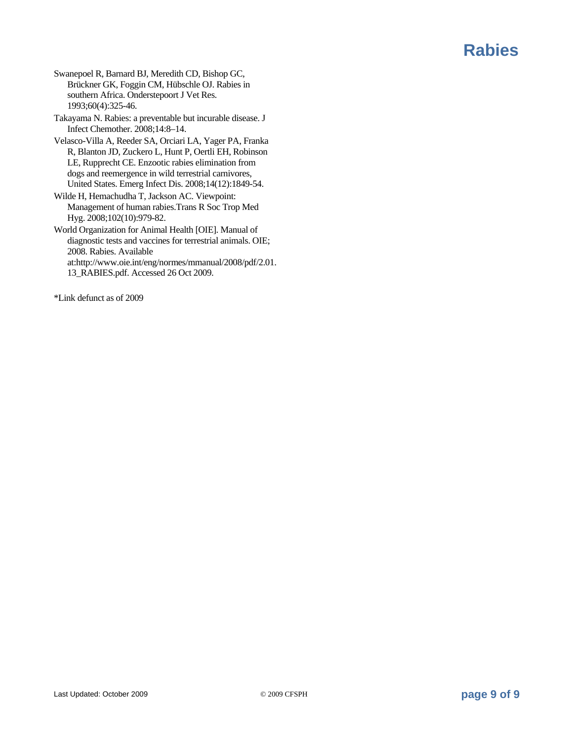Swanepoel R, Barnard BJ, Meredith CD, Bishop GC, Brückner GK, Foggin CM, Hübschle OJ. Rabies in southern Africa. Onderstepoort J Vet Res. 1993;60(4):325-46.

Takayama N. Rabies: a preventable but incurable disease. J Infect Chemother. 2008;14:8–14.

Velasco-Villa A, Reeder SA, Orciari LA, Yager PA, Franka R, Blanton JD, Zuckero L, Hunt P, Oertli EH, Robinson LE, Rupprecht CE. Enzootic rabies elimination from dogs and reemergence in wild terrestrial carnivores, United States. Emerg Infect Dis. 2008;14(12):1849-54.

Wilde H, Hemachudha T, Jackson AC. Viewpoint: Management of human rabies.Trans R Soc Trop Med Hyg. 2008;102(10):979-82.

World Organization for Animal Health [OIE]. Manual of diagnostic tests and vaccines for terrestrial animals. OIE; 2008. Rabies. Available at:http://www.oie.int/eng/normes/mmanual/2008/pdf/2.01.13_RABIES.pdf. Accessed 26 Oct 2009.

*Link defunct as of 2009